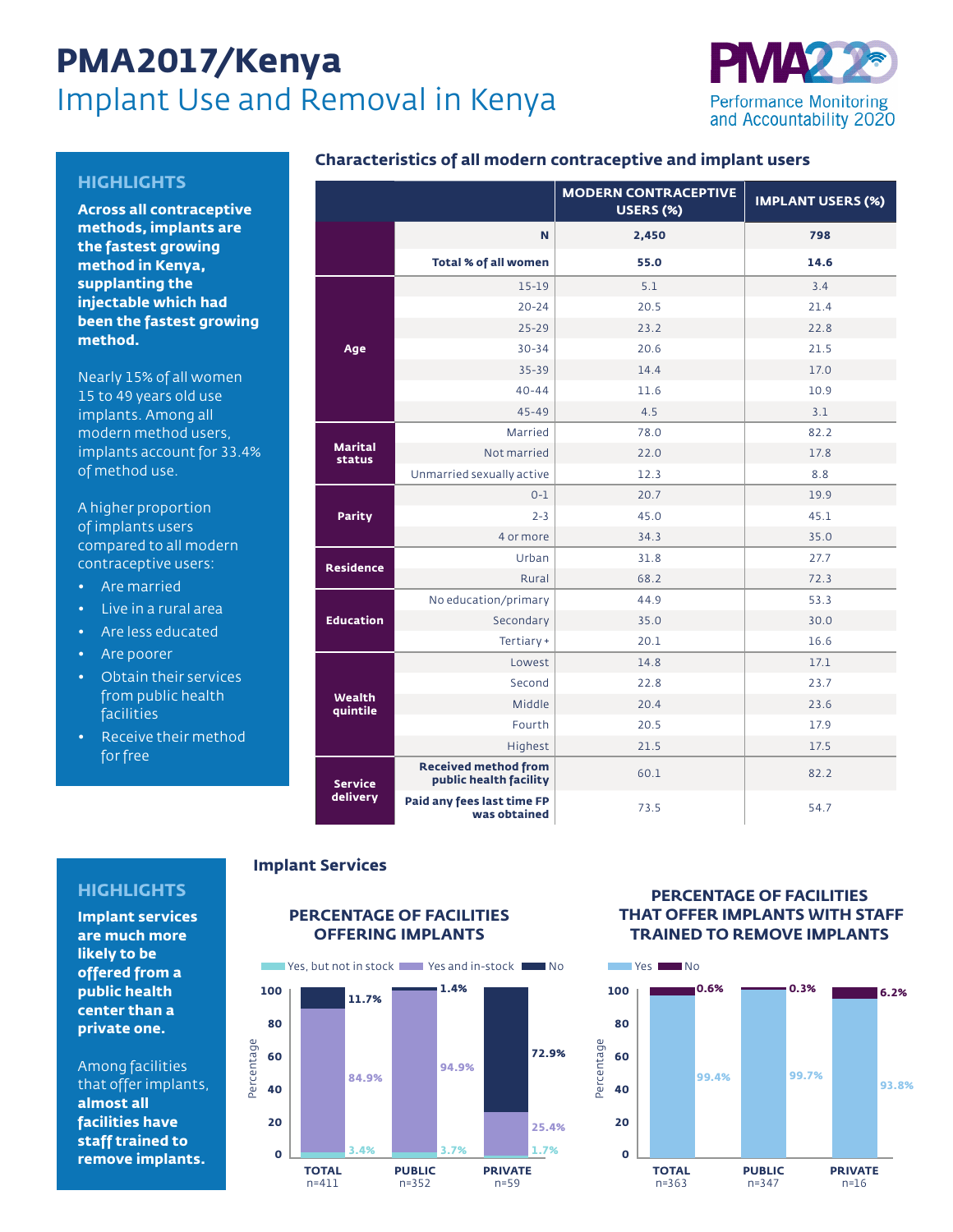# PMA2017/Kenya

## Implant Use and Removal in Kenya

Performance Monitoring and Accountability 2020

### HIGHLIGHTS

**Across all contraceptive methods, implants are the fastest growing method in Kenya, supplanting the injectable which had been the fastest growing method.**

Nearly 15% of all women 15 to 49 years old use implants. Among all modern method users, implants account for 33.4% of method use.

A higher proportion of implants users compared to all modern contraceptive users:

- Are married
- Live in a rural area
- Are less educated
- Are poorer
- Obtain their services from public health facilities
- Receive their method for free

### Characteristics of all modern contraceptive and implant users

| | | MODERN CONTRACEPTIVE USERS (%) | IMPLANT USERS (%) |
|---|---|---|---|
| | N | 2,450 | 798 |
| | Total % of all women | 55.0 | 14.6 |
| Age | 15-19 | 5.1 | 3.4 |
| | 20-24 | 20.5 | 21.4 |
| | 25-29 | 23.2 | 22.8 |
| | 30-34 | 20.6 | 21.5 |
| | 35-39 | 14.4 | 17.0 |
| | 40-44 | 11.6 | 10.9 |
| | 45-49 | 4.5 | 3.1 |
| Marital status | Married | 78.0 | 82.2 |
| | Not married | 22.0 | 17.8 |
| | Unmarried sexually active | 12.3 | 8.8 |
| Parity | 0-1 | 20.7 | 19.9 |
| | 2-3 | 45.0 | 45.1 |
| | 4 or more | 34.3 | 35.0 |
| Residence | Urban | 31.8 | 27.7 |
| | Rural | 68.2 | 72.3 |
| Education | No education/primary | 44.9 | 53.3 |
| | Secondary | 35.0 | 30.0 |
| | Tertiary+ | 20.1 | 16.6 |
| Wealth quintile | Lowest | 14.8 | 17.1 |
| | Second | 22.8 | 23.7 |
| | Middle | 20.4 | 23.6 |
| | Fourth | 20.5 | 17.9 |
| | Highest | 21.5 | 17.5 |
| Service delivery | Received method from public health facility | 60.1 | 82.2 |
| | Paid any fees last time FP was obtained | 73.5 | 54.7 |

### HIGHLIGHTS

**Implant services are much more likely to be offered from a public health center than a private one.**

Among facilities that offer implants, **almost all facilities have staff trained to remove implants.**

### Implant Services

#### PERCENTAGE OF FACILITIES OFFERING IMPLANTS

| | Yes, but not in stock | Yes and in-stock | No |
|---|---|---|---|
| TOTAL (n=411) | 3.4% | 84.9% | 11.7% |
| PUBLIC (n=352) | 3.7% | 94.9% | 1.4% |
| PRIVATE (n=59) | 1.7% | 25.4% | 72.9% |

#### PERCENTAGE OF FACILITIES THAT OFFER IMPLANTS WITH STAFF TRAINED TO REMOVE IMPLANTS

| | Yes | No |
|---|---|---|
| TOTAL (n=363) | 99.4% | 0.6% |
| PUBLIC (n=347) | 99.7% | 0.3% |
| PRIVATE (n=16) | 93.8% | 6.2% |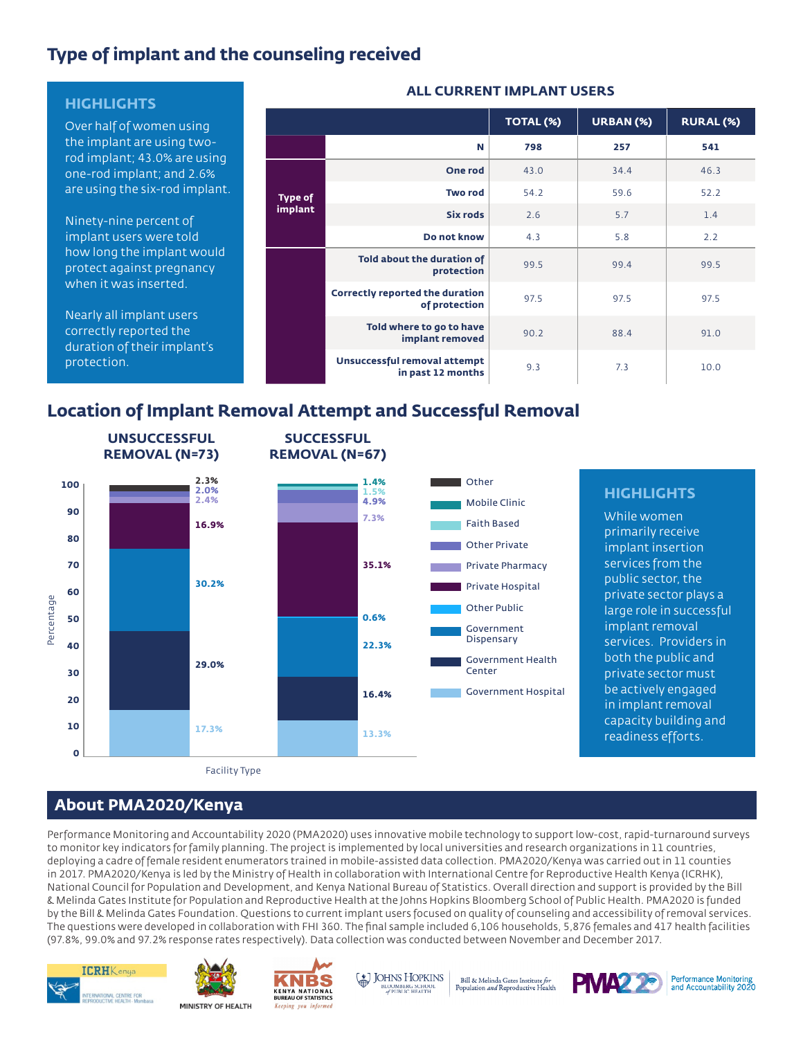## Type of implant and the counseling received

### HIGHLIGHTS

Over half of women using the implant are using two-rod implant; 43.0% are using one-rod implant; and 2.6% are using the six-rod implant.

Ninety-nine percent of implant users were told how long the implant would protect against pregnancy when it was inserted.

Nearly all implant users correctly reported the duration of their implant's protection.

**ALL CURRENT IMPLANT USERS**

| | | TOTAL (%) | URBAN (%) | RURAL (%) |
|---|---|---|---|---|
| | **N** | **798** | **257** | **541** |
| **Type of implant** | **One rod** | 43.0 | 34.4 | 46.3 |
| | **Two rod** | 54.2 | 59.6 | 52.2 |
| | **Six rods** | 2.6 | 5.7 | 1.4 |
| | **Do not know** | 4.3 | 5.8 | 2.2 |
| | **Told about the duration of protection** | 99.5 | 99.4 | 99.5 |
| | **Correctly reported the duration of protection** | 97.5 | 97.5 | 97.5 |
| | **Told where to go to have implant removed** | 90.2 | 88.4 | 91.0 |
| | **Unsuccessful removal attempt in past 12 months** | 9.3 | 7.3 | 10.0 |

## Location of Implant Removal Attempt and Successful Removal

UNSUCCESSFUL REMOVAL (N=73)

2.3%
2.0%
2.4%
16.9%
30.2%
29.0%
17.3%

SUCCESSFUL REMOVAL (N=67)

1.4%
1.5%
4.9%
7.3%
35.1%
0.6%
22.3%
16.4%
13.3%

Percentage

100
90
80
70
60
50
40
30
20
10
0

Facility Type

Other
Mobile Clinic
Faith Based
Other Private
Private Pharmacy
Private Hospital
Other Public
Government Dispensary
Government Health Center
Government Hospital

### HIGHLIGHTS

While women primarily receive implant insertion services from the public sector, the private sector plays a large role in successful implant removal services. Providers in both the public and private sector must be actively engaged in implant removal capacity building and readiness efforts.

## About PMA2020/Kenya

Performance Monitoring and Accountability 2020 (PMA2020) uses innovative mobile technology to support low-cost, rapid-turnaround surveys to monitor key indicators for family planning. The project is implemented by local universities and research organizations in 11 countries, deploying a cadre of female resident enumerators trained in mobile-assisted data collection. PMA2020/Kenya was carried out in 11 counties in 2017. PMA2020/Kenya is led by the Ministry of Health in collaboration with International Centre for Reproductive Health Kenya (ICRHK), National Council for Population and Development, and Kenya National Bureau of Statistics. Overall direction and support is provided by the Bill & Melinda Gates Institute for Population and Reproductive Health at the Johns Hopkins Bloomberg School of Public Health. PMA2020 is funded by the Bill & Melinda Gates Foundation. Questions to current implant users focused on quality of counseling and accessibility of removal services. The questions were developed in collaboration with FHI 360. The final sample included 6,106 households, 5,876 females and 417 health facilities (97.8%, 99.0% and 97.2% response rates respectively). Data collection was conducted between November and December 2017.

ICRHKenya — INTERNATIONAL CENTRE FOR REPRODUCTIVE HEALTH - Mombasa
MINISTRY OF HEALTH
KNBS — KENYA NATIONAL BUREAU OF STATISTICS — Keeping you informed
JOHNS HOPKINS BLOOMBERG SCHOOL of PUBLIC HEALTH
Bill & Melinda Gates Institute for Population and Reproductive Health
PMA2020 — Performance Monitoring and Accountability 2020